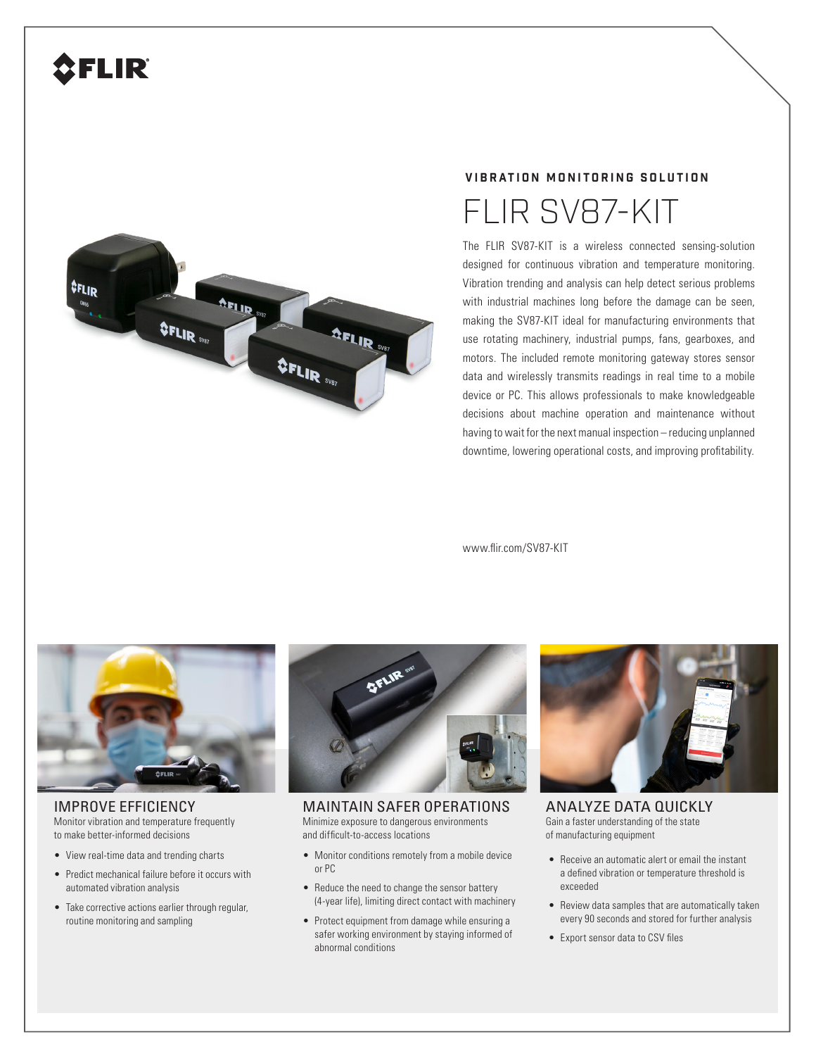## VIBRATION MONITORING SOLUTION

# FLIR SV87-KIT

The FLIR SV87-KIT is a wireless connected sensing-solution designed for continuous vibration and temperature monitoring. Vibration trending and analysis can help detect serious problems with industrial machines long before the damage can be seen, making the SV87-KIT ideal for manufacturing environments that use rotating machinery, industrial pumps, fans, gearboxes, and motors. The included remote monitoring gateway stores sensor data and wirelessly transmits readings in real time to a mobile device or PC. This allows professionals to make knowledgeable decisions about machine operation and maintenance without having to wait for the next manual inspection – reducing unplanned downtime, lowering operational costs, and improving profitability.

www.flir.com/SV87-KIT

## IMPROVE EFFICIENCY

Monitor vibration and temperature frequently to make better-informed decisions

- View real-time data and trending charts
- Predict mechanical failure before it occurs with automated vibration analysis
- Take corrective actions earlier through regular, routine monitoring and sampling

## MAINTAIN SAFER OPERATIONS

Minimize exposure to dangerous environments and difficult-to-access locations

- Monitor conditions remotely from a mobile device or PC
- Reduce the need to change the sensor battery (4-year life), limiting direct contact with machinery
- Protect equipment from damage while ensuring a safer working environment by staying informed of abnormal conditions

## ANALYZE DATA QUICKLY

Gain a faster understanding of the state of manufacturing equipment

- Receive an automatic alert or email the instant a defined vibration or temperature threshold is exceeded
- Review data samples that are automatically taken every 90 seconds and stored for further analysis
- Export sensor data to CSV files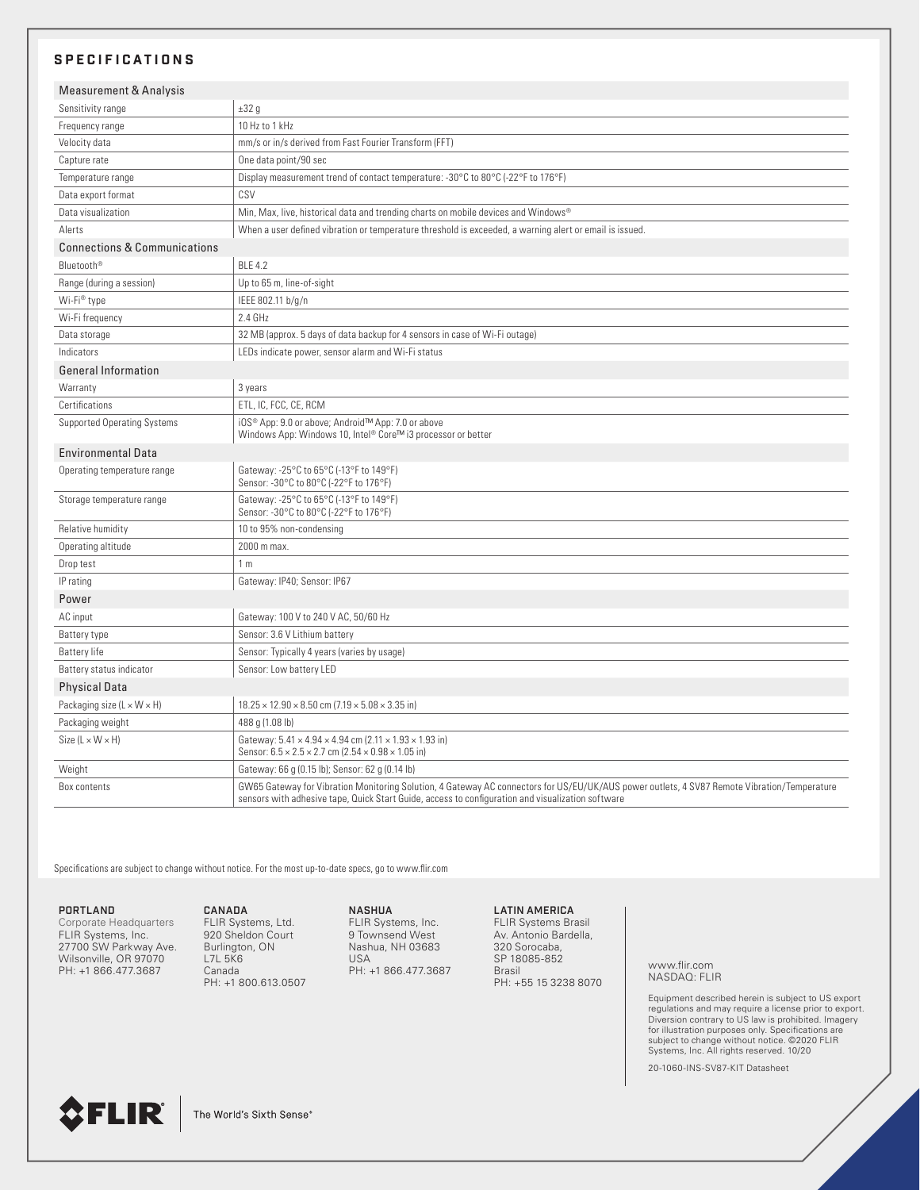## SPECIFICATIONS

| | |
|---|---|
| **Measurement & Analysis** | |
| Sensitivity range | ±32 g |
| Frequency range | 10 Hz to 1 kHz |
| Velocity data | mm/s or in/s derived from Fast Fourier Transform (FFT) |
| Capture rate | One data point/90 sec |
| Temperature range | Display measurement trend of contact temperature: -30°C to 80°C (-22°F to 176°F) |
| Data export format | CSV |
| Data visualization | Min, Max, live, historical data and trending charts on mobile devices and Windows® |
| Alerts | When a user defined vibration or temperature threshold is exceeded, a warning alert or email is issued. |
| **Connections & Communications** | |
| Bluetooth® | BLE 4.2 |
| Range (during a session) | Up to 65 m, line-of-sight |
| Wi-Fi® type | IEEE 802.11 b/g/n |
| Wi-Fi frequency | 2.4 GHz |
| Data storage | 32 MB (approx. 5 days of data backup for 4 sensors in case of Wi-Fi outage) |
| Indicators | LEDs indicate power, sensor alarm and Wi-Fi status |
| **General Information** | |
| Warranty | 3 years |
| Certifications | ETL, IC, FCC, CE, RCM |
| Supported Operating Systems | iOS® App: 9.0 or above; Android™ App: 7.0 or above<br>Windows App: Windows 10, Intel® Core™ i3 processor or better |
| **Environmental Data** | |
| Operating temperature range | Gateway: -25°C to 65°C (-13°F to 149°F)<br>Sensor: -30°C to 80°C (-22°F to 176°F) |
| Storage temperature range | Gateway: -25°C to 65°C (-13°F to 149°F)<br>Sensor: -30°C to 80°C (-22°F to 176°F) |
| Relative humidity | 10 to 95% non-condensing |
| Operating altitude | 2000 m max. |
| Drop test | 1 m |
| IP rating | Gateway: IP40; Sensor: IP67 |
| **Power** | |
| AC input | Gateway: 100 V to 240 V AC, 50/60 Hz |
| Battery type | Sensor: 3.6 V Lithium battery |
| Battery life | Sensor: Typically 4 years (varies by usage) |
| Battery status indicator | Sensor: Low battery LED |
| **Physical Data** | |
| Packaging size (L × W × H) | 18.25 × 12.90 × 8.50 cm (7.19 × 5.08 × 3.35 in) |
| Packaging weight | 488 g (1.08 lb) |
| Size (L × W × H) | Gateway: 5.41 × 4.94 × 4.94 cm (2.11 × 1.93 × 1.93 in)<br>Sensor: 6.5 × 2.5 × 2.7 cm (2.54 × 0.98 × 1.05 in) |
| Weight | Gateway: 66 g (0.15 lb); Sensor: 62 g (0.14 lb) |
| Box contents | GW65 Gateway for Vibration Monitoring Solution, 4 Gateway AC connectors for US/EU/UK/AUS power outlets, 4 SV87 Remote Vibration/Temperature sensors with adhesive tape, Quick Start Guide, access to configuration and visualization software |

Specifications are subject to change without notice. For the most up-to-date specs, go to www.flir.com

**PORTLAND**
Corporate Headquarters
FLIR Systems, Inc.
27700 SW Parkway Ave.
Wilsonville, OR 97070
PH: +1 866.477.3687

**CANADA**
FLIR Systems, Ltd.
920 Sheldon Court
Burlington, ON
L7L 5K6
Canada
PH: +1 800.613.0507

**NASHUA**
FLIR Systems, Inc.
9 Townsend West
Nashua, NH 03683
USA
PH: +1 866.477.3687

**LATIN AMERICA**
FLIR Systems Brasil
Av. Antonio Bardella,
320 Sorocaba,
SP 18085-852
Brasil
PH: +55 15 3238 8070

www.flir.com
NASDAQ: FLIR

Equipment described herein is subject to US export regulations and may require a license prior to export. Diversion contrary to US law is prohibited. Imagery for illustration purposes only. Specifications are subject to change without notice. ©2020 FLIR Systems, Inc. All rights reserved. 10/20

20-1060-INS-SV87-KIT Datasheet

FLIR | The World's Sixth Sense®